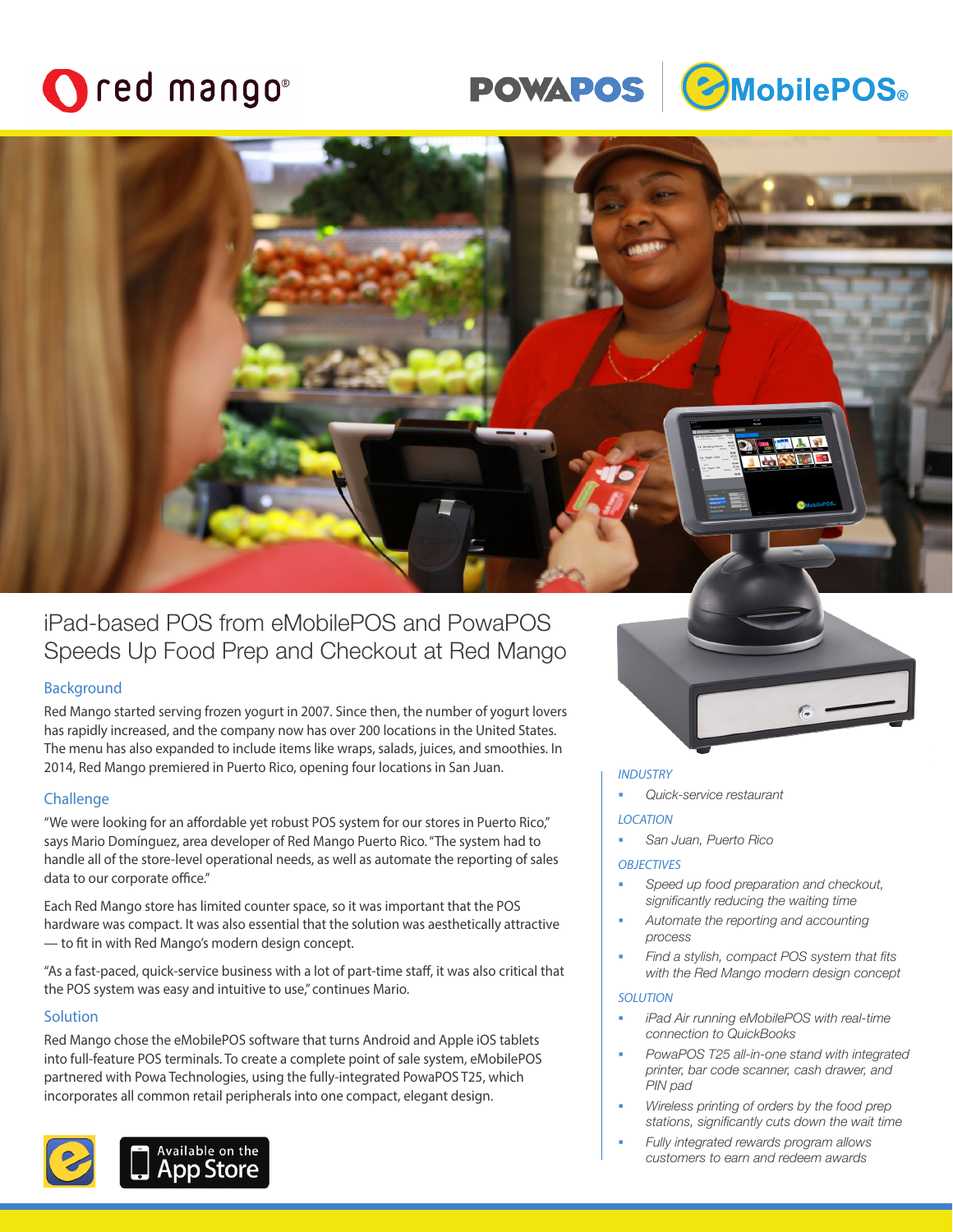# iPad-based POS from eMobilePOS and PowaPOS Speeds Up Food Prep and Checkout at Red Mango

## Background

Red Mango started serving frozen yogurt in 2007. Since then, the number of yogurt lovers has rapidly increased, and the company now has over 200 locations in the United States. The menu has also expanded to include items like wraps, salads, juices, and smoothies. In 2014, Red Mango premiered in Puerto Rico, opening four locations in San Juan.

## Challenge

"We were looking for an affordable yet robust POS system for our stores in Puerto Rico," says Mario Domínguez, area developer of Red Mango Puerto Rico. "The system had to handle all of the store-level operational needs, as well as automate the reporting of sales data to our corporate office."

Each Red Mango store has limited counter space, so it was important that the POS hardware was compact. It was also essential that the solution was aesthetically attractive — to fit in with Red Mango's modern design concept.

"As a fast-paced, quick-service business with a lot of part-time staff, it was also critical that the POS system was easy and intuitive to use," continues Mario.

## Solution

Red Mango chose the eMobilePOS software that turns Android and Apple iOS tablets into full-feature POS terminals. To create a complete point of sale system, eMobilePOS partnered with Powa Technologies, using the fully-integrated PowaPOS T25, which incorporates all common retail peripherals into one compact, elegant design.

Available on the App Store

*INDUSTRY*

- *Quick-service restaurant*

*LOCATION*

- *San Juan, Puerto Rico*

*OBJECTIVES*

- *Speed up food preparation and checkout, significantly reducing the waiting time*
- *Automate the reporting and accounting process*
- *Find a stylish, compact POS system that fits with the Red Mango modern design concept*

*SOLUTION*

- *iPad Air running eMobilePOS with real-time connection to QuickBooks*
- *PowaPOS T25 all-in-one stand with integrated printer, bar code scanner, cash drawer, and PIN pad*
- *Wireless printing of orders by the food prep stations, significantly cuts down the wait time*
- *Fully integrated rewards program allows customers to earn and redeem awards*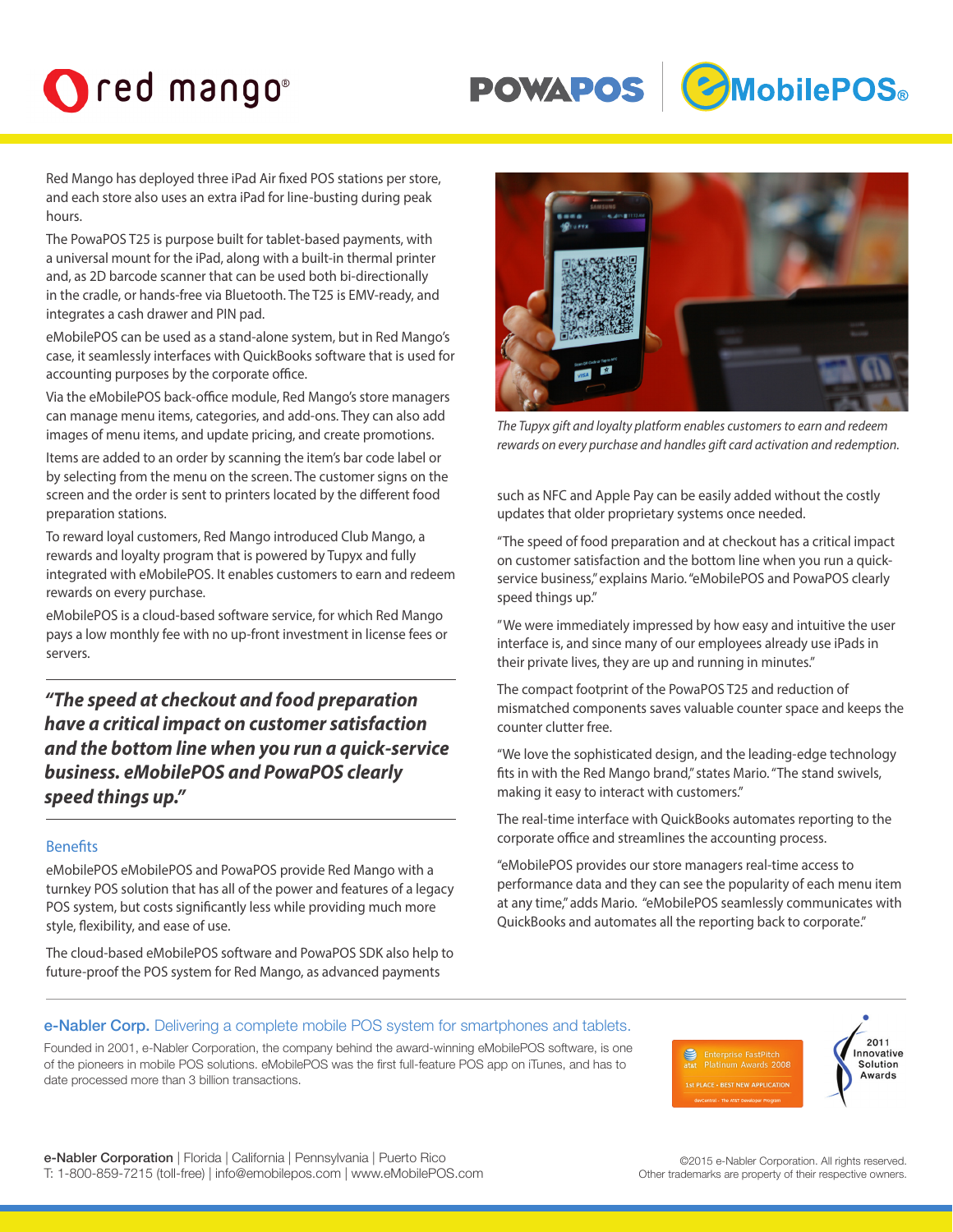Red Mango has deployed three iPad Air fixed POS stations per store, and each store also uses an extra iPad for line-busting during peak hours.

The PowaPOS T25 is purpose built for tablet-based payments, with a universal mount for the iPad, along with a built-in thermal printer and, as 2D barcode scanner that can be used both bi-directionally in the cradle, or hands-free via Bluetooth. The T25 is EMV-ready, and integrates a cash drawer and PIN pad.

eMobilePOS can be used as a stand-alone system, but in Red Mango's case, it seamlessly interfaces with QuickBooks software that is used for accounting purposes by the corporate office.

Via the eMobilePOS back-office module, Red Mango's store managers can manage menu items, categories, and add-ons. They can also add images of menu items, and update pricing, and create promotions.

Items are added to an order by scanning the item's bar code label or by selecting from the menu on the screen. The customer signs on the screen and the order is sent to printers located by the different food preparation stations.

To reward loyal customers, Red Mango introduced Club Mango, a rewards and loyalty program that is powered by Tupyx and fully integrated with eMobilePOS. It enables customers to earn and redeem rewards on every purchase.

eMobilePOS is a cloud-based software service, for which Red Mango pays a low monthly fee with no up-front investment in license fees or servers.

***"The speed at checkout and food preparation have a critical impact on customer satisfaction and the bottom line when you run a quick-service business. eMobilePOS and PowaPOS clearly speed things up."***

## Benefits

eMobilePOS eMobilePOS and PowaPOS provide Red Mango with a turnkey POS solution that has all of the power and features of a legacy POS system, but costs significantly less while providing much more style, flexibility, and ease of use.

The cloud-based eMobilePOS software and PowaPOS SDK also help to future-proof the POS system for Red Mango, as advanced payments such as NFC and Apple Pay can be easily added without the costly updates that older proprietary systems once needed.

*The Tupyx gift and loyalty platform enables customers to earn and redeem rewards on every purchase and handles gift card activation and redemption.*

"The speed of food preparation and at checkout has a critical impact on customer satisfaction and the bottom line when you run a quick-service business," explains Mario. "eMobilePOS and PowaPOS clearly speed things up."

"We were immediately impressed by how easy and intuitive the user interface is, and since many of our employees already use iPads in their private lives, they are up and running in minutes."

The compact footprint of the PowaPOS T25 and reduction of mismatched components saves valuable counter space and keeps the counter clutter free.

"We love the sophisticated design, and the leading-edge technology fits in with the Red Mango brand," states Mario. "The stand swivels, making it easy to interact with customers."

The real-time interface with QuickBooks automates reporting to the corporate office and streamlines the accounting process.

"eMobilePOS provides our store managers real-time access to performance data and they can see the popularity of each menu item at any time," adds Mario. "eMobilePOS seamlessly communicates with QuickBooks and automates all the reporting back to corporate."

**e-Nabler Corp.** Delivering a complete mobile POS system for smartphones and tablets.

Founded in 2001, e-Nabler Corporation, the company behind the award-winning eMobilePOS software, is one of the pioneers in mobile POS solutions. eMobilePOS was the first full-feature POS app on iTunes, and has to date processed more than 3 billion transactions.

Enterprise FastPitch Platinum Awards 2008 — 1st PLACE · BEST NEW APPLICATION

2011 Innovative Solution Awards

**e-Nabler Corporation** | Florida | California | Pennsylvania | Puerto Rico
T: 1-800-859-7215 (toll-free) | info@emobilepos.com | www.eMobilePOS.com

©2015 e-Nabler Corporation. All rights reserved.
Other trademarks are property of their respective owners.